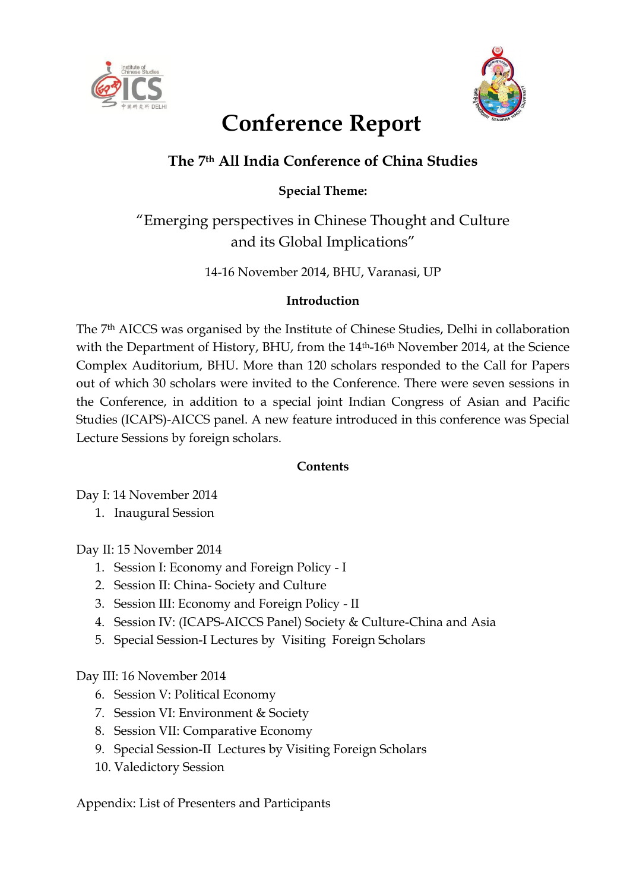# Conference Report

## The 7th All India Conference of China Studies

**Special Theme:**

"Emerging perspectives in Chinese Thought and Culture and its Global Implications"

14-16 November 2014, BHU, Varanasi, UP

### Introduction

The 7th AICCS was organised by the Institute of Chinese Studies, Delhi in collaboration with the Department of History, BHU, from the 14th-16th November 2014, at the Science Complex Auditorium, BHU. More than 120 scholars responded to the Call for Papers out of which 30 scholars were invited to the Conference. There were seven sessions in the Conference, in addition to a special joint Indian Congress of Asian and Pacific Studies (ICAPS)-AICCS panel. A new feature introduced in this conference was Special Lecture Sessions by foreign scholars.

### Contents

Day I: 14 November 2014

1. Inaugural Session

Day II: 15 November 2014

1. Session I: Economy and Foreign Policy - I
2. Session II: China- Society and Culture
3. Session III: Economy and Foreign Policy - II
4. Session IV: (ICAPS-AICCS Panel) Society & Culture-China and Asia
5. Special Session-I Lectures by Visiting Foreign Scholars

Day III: 16 November 2014

6. Session V: Political Economy
7. Session VI: Environment & Society
8. Session VII: Comparative Economy
9. Special Session-II Lectures by Visiting Foreign Scholars
10. Valedictory Session

Appendix: List of Presenters and Participants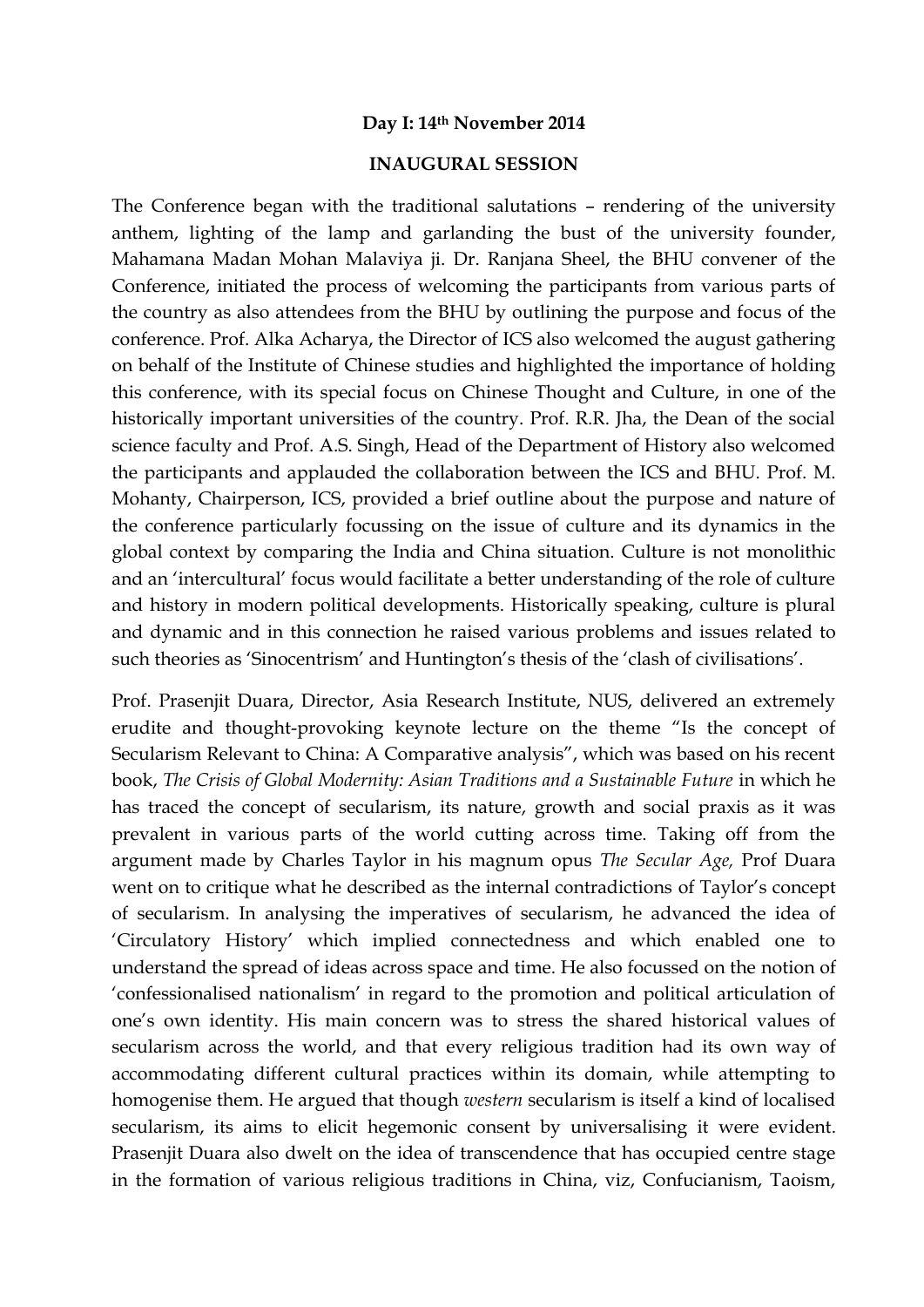**Day I: 14th November 2014**

**INAUGURAL SESSION**

The Conference began with the traditional salutations – rendering of the university anthem, lighting of the lamp and garlanding the bust of the university founder, Mahamana Madan Mohan Malaviya ji. Dr. Ranjana Sheel, the BHU convener of the Conference, initiated the process of welcoming the participants from various parts of the country as also attendees from the BHU by outlining the purpose and focus of the conference. Prof. Alka Acharya, the Director of ICS also welcomed the august gathering on behalf of the Institute of Chinese studies and highlighted the importance of holding this conference, with its special focus on Chinese Thought and Culture, in one of the historically important universities of the country. Prof. R.R. Jha, the Dean of the social science faculty and Prof. A.S. Singh, Head of the Department of History also welcomed the participants and applauded the collaboration between the ICS and BHU. Prof. M. Mohanty, Chairperson, ICS, provided a brief outline about the purpose and nature of the conference particularly focussing on the issue of culture and its dynamics in the global context by comparing the India and China situation. Culture is not monolithic and an 'intercultural' focus would facilitate a better understanding of the role of culture and history in modern political developments. Historically speaking, culture is plural and dynamic and in this connection he raised various problems and issues related to such theories as 'Sinocentrism' and Huntington's thesis of the 'clash of civilisations'.

Prof. Prasenjit Duara, Director, Asia Research Institute, NUS, delivered an extremely erudite and thought-provoking keynote lecture on the theme "Is the concept of Secularism Relevant to China: A Comparative analysis", which was based on his recent book, *The Crisis of Global Modernity: Asian Traditions and a Sustainable Future* in which he has traced the concept of secularism, its nature, growth and social praxis as it was prevalent in various parts of the world cutting across time. Taking off from the argument made by Charles Taylor in his magnum opus *The Secular Age,* Prof Duara went on to critique what he described as the internal contradictions of Taylor's concept of secularism. In analysing the imperatives of secularism, he advanced the idea of 'Circulatory History' which implied connectedness and which enabled one to understand the spread of ideas across space and time. He also focussed on the notion of 'confessionalised nationalism' in regard to the promotion and political articulation of one's own identity. His main concern was to stress the shared historical values of secularism across the world, and that every religious tradition had its own way of accommodating different cultural practices within its domain, while attempting to homogenise them. He argued that though *western* secularism is itself a kind of localised secularism, its aims to elicit hegemonic consent by universalising it were evident. Prasenjit Duara also dwelt on the idea of transcendence that has occupied centre stage in the formation of various religious traditions in China, viz, Confucianism, Taoism,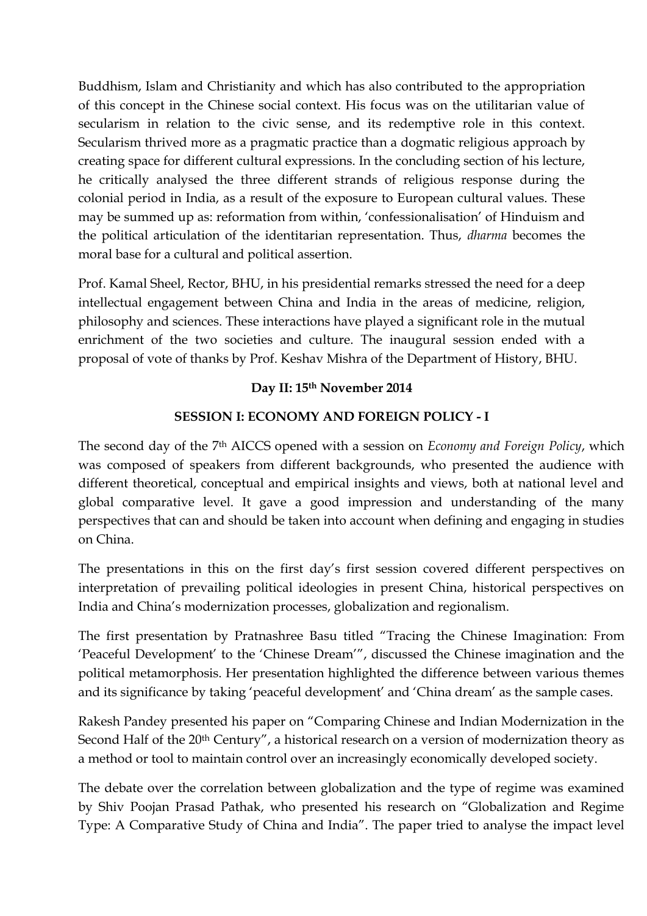Buddhism, Islam and Christianity and which has also contributed to the appropriation of this concept in the Chinese social context. His focus was on the utilitarian value of secularism in relation to the civic sense, and its redemptive role in this context. Secularism thrived more as a pragmatic practice than a dogmatic religious approach by creating space for different cultural expressions. In the concluding section of his lecture, he critically analysed the three different strands of religious response during the colonial period in India, as a result of the exposure to European cultural values. These may be summed up as: reformation from within, 'confessionalisation' of Hinduism and the political articulation of the identitarian representation. Thus, *dharma* becomes the moral base for a cultural and political assertion.

Prof. Kamal Sheel, Rector, BHU, in his presidential remarks stressed the need for a deep intellectual engagement between China and India in the areas of medicine, religion, philosophy and sciences. These interactions have played a significant role in the mutual enrichment of the two societies and culture. The inaugural session ended with a proposal of vote of thanks by Prof. Keshav Mishra of the Department of History, BHU.

**Day II: 15th November 2014**

**SESSION I: ECONOMY AND FOREIGN POLICY - I**

The second day of the 7th AICCS opened with a session on *Economy and Foreign Policy*, which was composed of speakers from different backgrounds, who presented the audience with different theoretical, conceptual and empirical insights and views, both at national level and global comparative level. It gave a good impression and understanding of the many perspectives that can and should be taken into account when defining and engaging in studies on China.

The presentations in this on the first day's first session covered different perspectives on interpretation of prevailing political ideologies in present China, historical perspectives on India and China's modernization processes, globalization and regionalism.

The first presentation by Pratnashree Basu titled "Tracing the Chinese Imagination: From 'Peaceful Development' to the 'Chinese Dream'", discussed the Chinese imagination and the political metamorphosis. Her presentation highlighted the difference between various themes and its significance by taking 'peaceful development' and 'China dream' as the sample cases.

Rakesh Pandey presented his paper on "Comparing Chinese and Indian Modernization in the Second Half of the 20th Century", a historical research on a version of modernization theory as a method or tool to maintain control over an increasingly economically developed society.

The debate over the correlation between globalization and the type of regime was examined by Shiv Poojan Prasad Pathak, who presented his research on "Globalization and Regime Type: A Comparative Study of China and India". The paper tried to analyse the impact level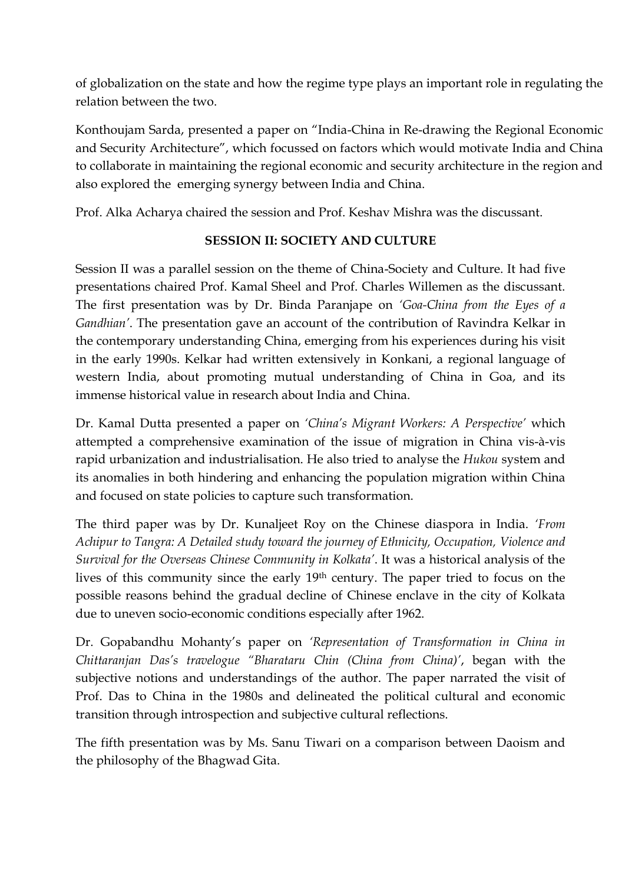of globalization on the state and how the regime type plays an important role in regulating the relation between the two.

Konthoujam Sarda, presented a paper on "India-China in Re-drawing the Regional Economic and Security Architecture", which focussed on factors which would motivate India and China to collaborate in maintaining the regional economic and security architecture in the region and also explored the emerging synergy between India and China.

Prof. Alka Acharya chaired the session and Prof. Keshav Mishra was the discussant.

## SESSION II: SOCIETY AND CULTURE

Session II was a parallel session on the theme of China-Society and Culture. It had five presentations chaired Prof. Kamal Sheel and Prof. Charles Willemen as the discussant. The first presentation was by Dr. Binda Paranjape on *'Goa-China from the Eyes of a Gandhian'*. The presentation gave an account of the contribution of Ravindra Kelkar in the contemporary understanding China, emerging from his experiences during his visit in the early 1990s. Kelkar had written extensively in Konkani, a regional language of western India, about promoting mutual understanding of China in Goa, and its immense historical value in research about India and China.

Dr. Kamal Dutta presented a paper on *'China's Migrant Workers: A Perspective'* which attempted a comprehensive examination of the issue of migration in China vis-à-vis rapid urbanization and industrialisation. He also tried to analyse the *Hukou* system and its anomalies in both hindering and enhancing the population migration within China and focused on state policies to capture such transformation.

The third paper was by Dr. Kunaljeet Roy on the Chinese diaspora in India. *'From Achipur to Tangra: A Detailed study toward the journey of Ethnicity, Occupation, Violence and Survival for the Overseas Chinese Community in Kolkata'*. It was a historical analysis of the lives of this community since the early 19th century. The paper tried to focus on the possible reasons behind the gradual decline of Chinese enclave in the city of Kolkata due to uneven socio-economic conditions especially after 1962.

Dr. Gopabandhu Mohanty's paper on *'Representation of Transformation in China in Chittaranjan Das's travelogue "Bharataru Chin (China from China)'*, began with the subjective notions and understandings of the author. The paper narrated the visit of Prof. Das to China in the 1980s and delineated the political cultural and economic transition through introspection and subjective cultural reflections.

The fifth presentation was by Ms. Sanu Tiwari on a comparison between Daoism and the philosophy of the Bhagwad Gita.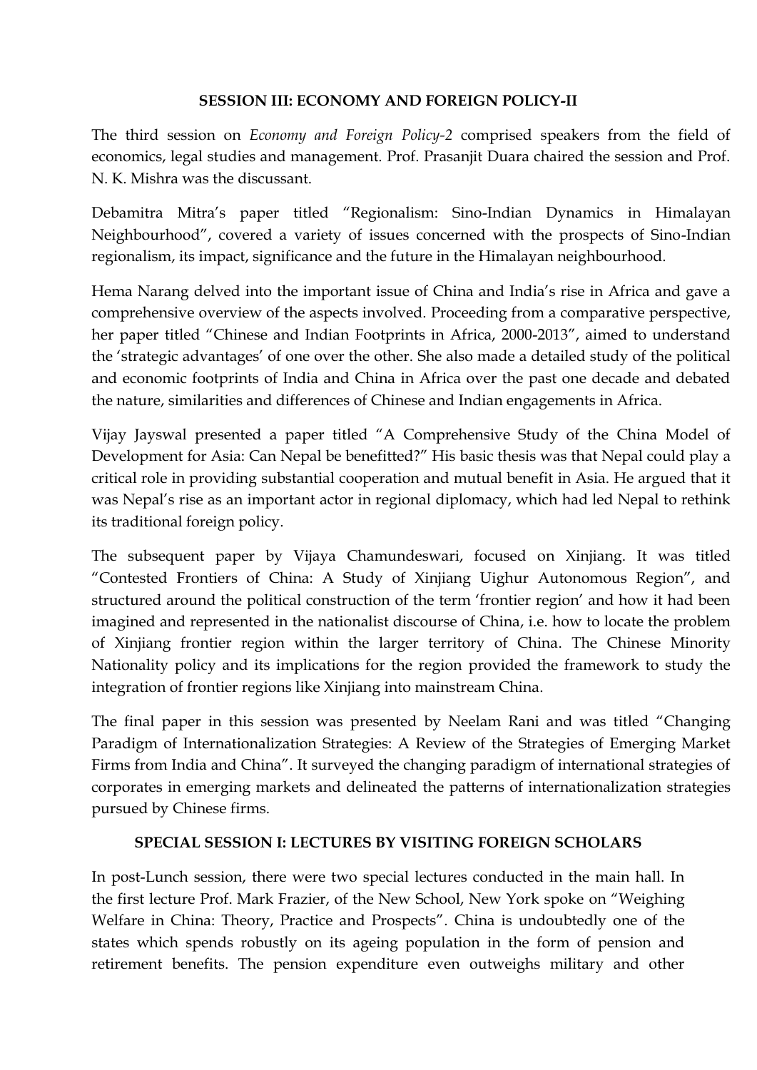## SESSION III: ECONOMY AND FOREIGN POLICY-II

The third session on *Economy and Foreign Policy-2* comprised speakers from the field of economics, legal studies and management. Prof. Prasanjit Duara chaired the session and Prof. N. K. Mishra was the discussant.

Debamitra Mitra's paper titled "Regionalism: Sino-Indian Dynamics in Himalayan Neighbourhood", covered a variety of issues concerned with the prospects of Sino-Indian regionalism, its impact, significance and the future in the Himalayan neighbourhood.

Hema Narang delved into the important issue of China and India's rise in Africa and gave a comprehensive overview of the aspects involved. Proceeding from a comparative perspective, her paper titled "Chinese and Indian Footprints in Africa, 2000-2013", aimed to understand the 'strategic advantages' of one over the other. She also made a detailed study of the political and economic footprints of India and China in Africa over the past one decade and debated the nature, similarities and differences of Chinese and Indian engagements in Africa.

Vijay Jayswal presented a paper titled "A Comprehensive Study of the China Model of Development for Asia: Can Nepal be benefitted?" His basic thesis was that Nepal could play a critical role in providing substantial cooperation and mutual benefit in Asia. He argued that it was Nepal's rise as an important actor in regional diplomacy, which had led Nepal to rethink its traditional foreign policy.

The subsequent paper by Vijaya Chamundeswari, focused on Xinjiang. It was titled "Contested Frontiers of China: A Study of Xinjiang Uighur Autonomous Region", and structured around the political construction of the term 'frontier region' and how it had been imagined and represented in the nationalist discourse of China, i.e. how to locate the problem of Xinjiang frontier region within the larger territory of China. The Chinese Minority Nationality policy and its implications for the region provided the framework to study the integration of frontier regions like Xinjiang into mainstream China.

The final paper in this session was presented by Neelam Rani and was titled "Changing Paradigm of Internationalization Strategies: A Review of the Strategies of Emerging Market Firms from India and China". It surveyed the changing paradigm of international strategies of corporates in emerging markets and delineated the patterns of internationalization strategies pursued by Chinese firms.

## SPECIAL SESSION I: LECTURES BY VISITING FOREIGN SCHOLARS

In post-Lunch session, there were two special lectures conducted in the main hall. In the first lecture Prof. Mark Frazier, of the New School, New York spoke on "Weighing Welfare in China: Theory, Practice and Prospects". China is undoubtedly one of the states which spends robustly on its ageing population in the form of pension and retirement benefits. The pension expenditure even outweighs military and other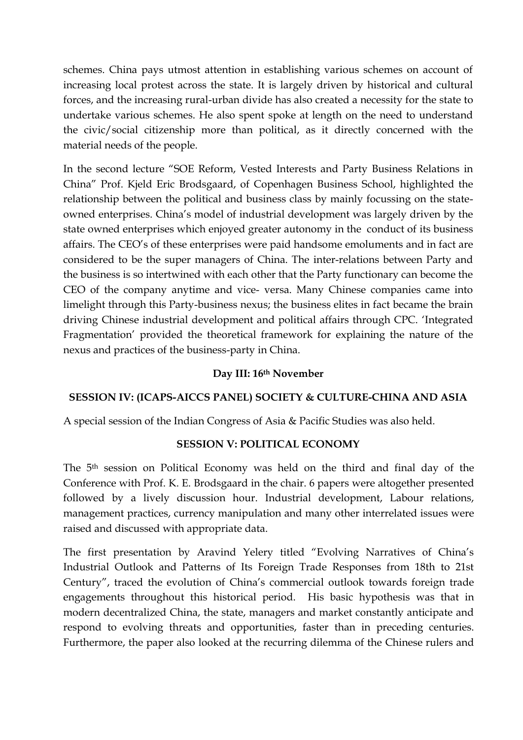schemes. China pays utmost attention in establishing various schemes on account of increasing local protest across the state. It is largely driven by historical and cultural forces, and the increasing rural-urban divide has also created a necessity for the state to undertake various schemes. He also spent spoke at length on the need to understand the civic/social citizenship more than political, as it directly concerned with the material needs of the people.

In the second lecture "SOE Reform, Vested Interests and Party Business Relations in China" Prof. Kjeld Eric Brodsgaard, of Copenhagen Business School, highlighted the relationship between the political and business class by mainly focussing on the state-owned enterprises. China's model of industrial development was largely driven by the state owned enterprises which enjoyed greater autonomy in the conduct of its business affairs. The CEO's of these enterprises were paid handsome emoluments and in fact are considered to be the super managers of China. The inter-relations between Party and the business is so intertwined with each other that the Party functionary can become the CEO of the company anytime and vice- versa. Many Chinese companies came into limelight through this Party-business nexus; the business elites in fact became the brain driving Chinese industrial development and political affairs through CPC. 'Integrated Fragmentation' provided the theoretical framework for explaining the nature of the nexus and practices of the business-party in China.

**Day III: 16th November**

**SESSION IV: (ICAPS-AICCS PANEL) SOCIETY & CULTURE-CHINA AND ASIA**

A special session of the Indian Congress of Asia & Pacific Studies was also held.

**SESSION V: POLITICAL ECONOMY**

The 5th session on Political Economy was held on the third and final day of the Conference with Prof. K. E. Brodsgaard in the chair. 6 papers were altogether presented followed by a lively discussion hour. Industrial development, Labour relations, management practices, currency manipulation and many other interrelated issues were raised and discussed with appropriate data.

The first presentation by Aravind Yelery titled "Evolving Narratives of China's Industrial Outlook and Patterns of Its Foreign Trade Responses from 18th to 21st Century", traced the evolution of China's commercial outlook towards foreign trade engagements throughout this historical period. His basic hypothesis was that in modern decentralized China, the state, managers and market constantly anticipate and respond to evolving threats and opportunities, faster than in preceding centuries. Furthermore, the paper also looked at the recurring dilemma of the Chinese rulers and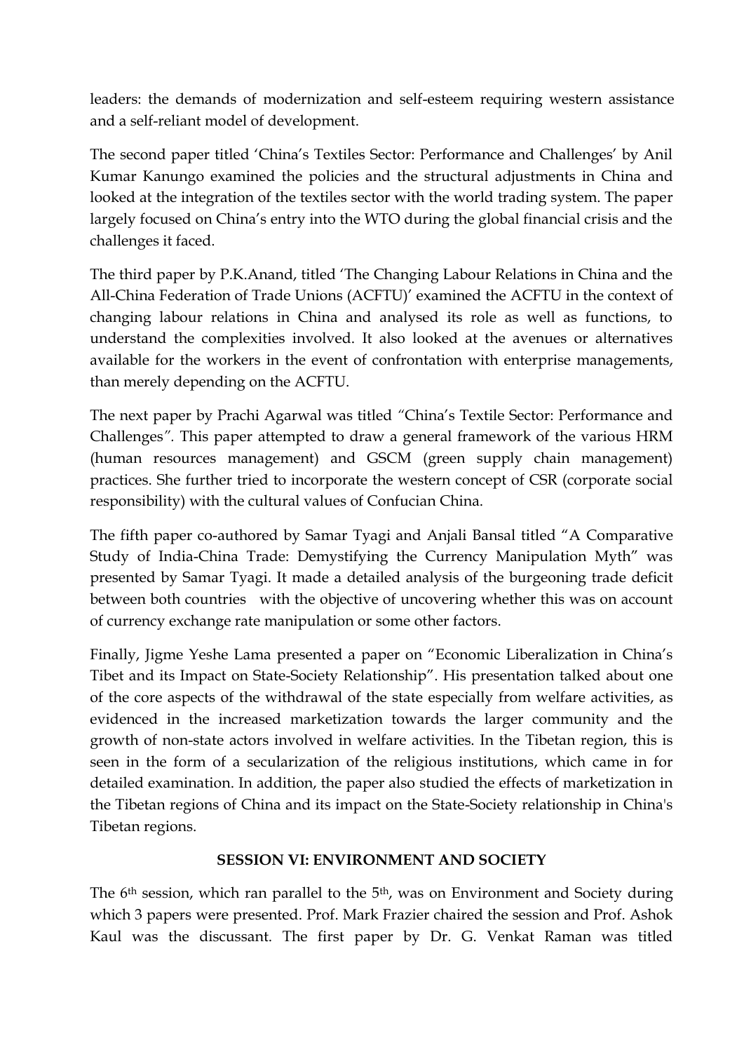leaders: the demands of modernization and self-esteem requiring western assistance and a self-reliant model of development.

The second paper titled 'China's Textiles Sector: Performance and Challenges' by Anil Kumar Kanungo examined the policies and the structural adjustments in China and looked at the integration of the textiles sector with the world trading system. The paper largely focused on China's entry into the WTO during the global financial crisis and the challenges it faced.

The third paper by P.K.Anand, titled 'The Changing Labour Relations in China and the All-China Federation of Trade Unions (ACFTU)' examined the ACFTU in the context of changing labour relations in China and analysed its role as well as functions, to understand the complexities involved. It also looked at the avenues or alternatives available for the workers in the event of confrontation with enterprise managements, than merely depending on the ACFTU.

The next paper by Prachi Agarwal was titled "China's Textile Sector: Performance and Challenges". This paper attempted to draw a general framework of the various HRM (human resources management) and GSCM (green supply chain management) practices. She further tried to incorporate the western concept of CSR (corporate social responsibility) with the cultural values of Confucian China.

The fifth paper co-authored by Samar Tyagi and Anjali Bansal titled "A Comparative Study of India-China Trade: Demystifying the Currency Manipulation Myth" was presented by Samar Tyagi. It made a detailed analysis of the burgeoning trade deficit between both countries with the objective of uncovering whether this was on account of currency exchange rate manipulation or some other factors.

Finally, Jigme Yeshe Lama presented a paper on "Economic Liberalization in China's Tibet and its Impact on State-Society Relationship". His presentation talked about one of the core aspects of the withdrawal of the state especially from welfare activities, as evidenced in the increased marketization towards the larger community and the growth of non-state actors involved in welfare activities. In the Tibetan region, this is seen in the form of a secularization of the religious institutions, which came in for detailed examination. In addition, the paper also studied the effects of marketization in the Tibetan regions of China and its impact on the State-Society relationship in China's Tibetan regions.

## SESSION VI: ENVIRONMENT AND SOCIETY

The 6th session, which ran parallel to the 5th, was on Environment and Society during which 3 papers were presented. Prof. Mark Frazier chaired the session and Prof. Ashok Kaul was the discussant. The first paper by Dr. G. Venkat Raman was titled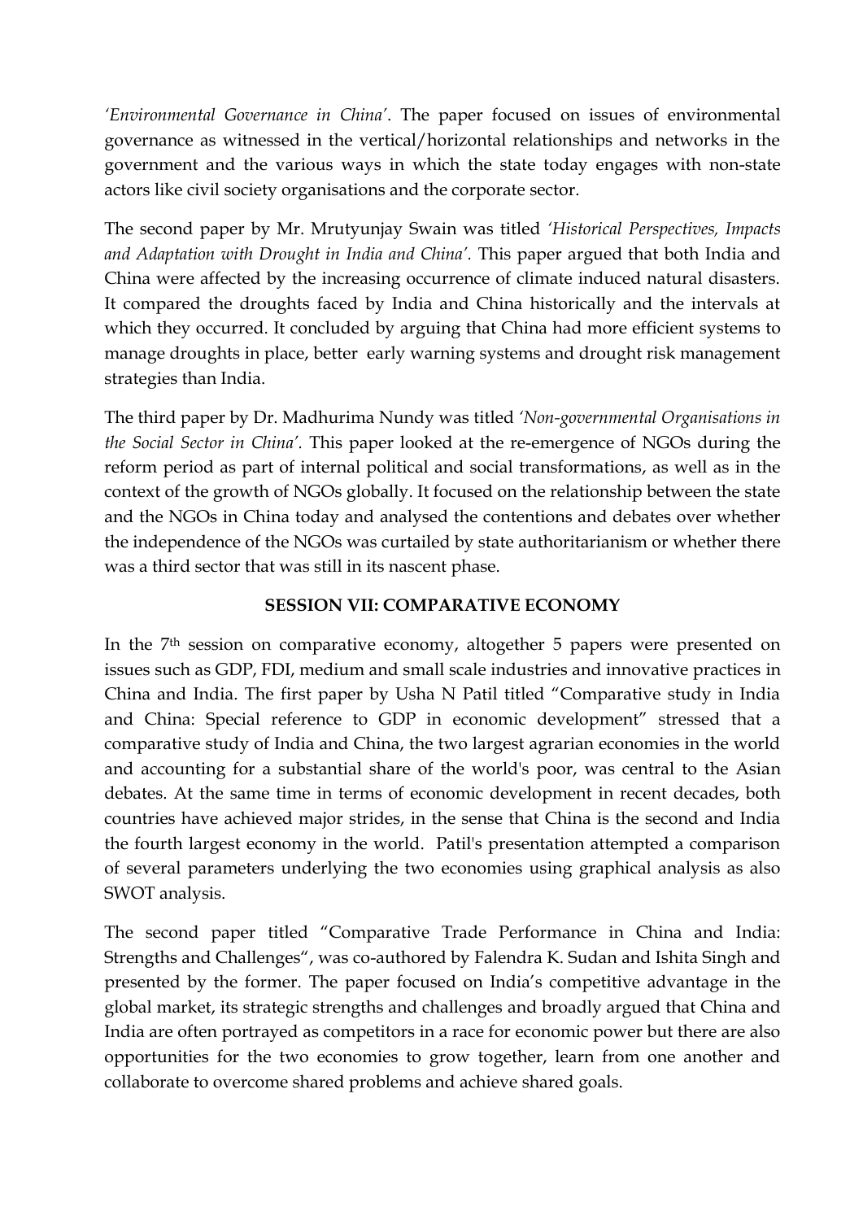*'Environmental Governance in China'*. The paper focused on issues of environmental governance as witnessed in the vertical/horizontal relationships and networks in the government and the various ways in which the state today engages with non-state actors like civil society organisations and the corporate sector.

The second paper by Mr. Mrutyunjay Swain was titled *'Historical Perspectives, Impacts and Adaptation with Drought in India and China'.* This paper argued that both India and China were affected by the increasing occurrence of climate induced natural disasters. It compared the droughts faced by India and China historically and the intervals at which they occurred. It concluded by arguing that China had more efficient systems to manage droughts in place, better early warning systems and drought risk management strategies than India.

The third paper by Dr. Madhurima Nundy was titled *'Non-governmental Organisations in the Social Sector in China'.* This paper looked at the re-emergence of NGOs during the reform period as part of internal political and social transformations, as well as in the context of the growth of NGOs globally. It focused on the relationship between the state and the NGOs in China today and analysed the contentions and debates over whether the independence of the NGOs was curtailed by state authoritarianism or whether there was a third sector that was still in its nascent phase.

**SESSION VII: COMPARATIVE ECONOMY**

In the 7th session on comparative economy, altogether 5 papers were presented on issues such as GDP, FDI, medium and small scale industries and innovative practices in China and India. The first paper by Usha N Patil titled "Comparative study in India and China: Special reference to GDP in economic development" stressed that a comparative study of India and China, the two largest agrarian economies in the world and accounting for a substantial share of the world's poor, was central to the Asian debates. At the same time in terms of economic development in recent decades, both countries have achieved major strides, in the sense that China is the second and India the fourth largest economy in the world. Patil's presentation attempted a comparison of several parameters underlying the two economies using graphical analysis as also SWOT analysis.

The second paper titled "Comparative Trade Performance in China and India: Strengths and Challenges", was co-authored by Falendra K. Sudan and Ishita Singh and presented by the former. The paper focused on India's competitive advantage in the global market, its strategic strengths and challenges and broadly argued that China and India are often portrayed as competitors in a race for economic power but there are also opportunities for the two economies to grow together, learn from one another and collaborate to overcome shared problems and achieve shared goals.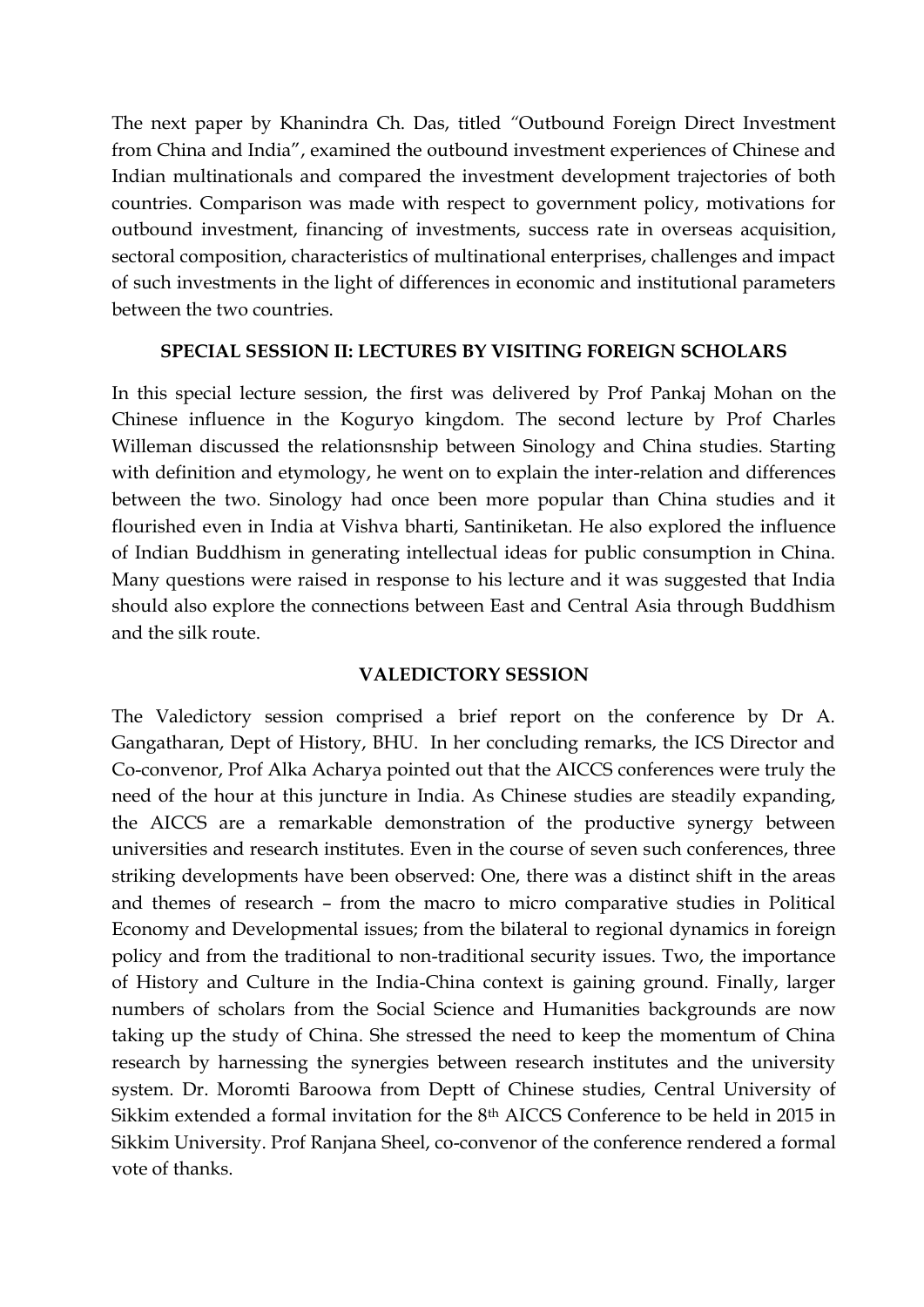The next paper by Khanindra Ch. Das, titled "Outbound Foreign Direct Investment from China and India", examined the outbound investment experiences of Chinese and Indian multinationals and compared the investment development trajectories of both countries. Comparison was made with respect to government policy, motivations for outbound investment, financing of investments, success rate in overseas acquisition, sectoral composition, characteristics of multinational enterprises, challenges and impact of such investments in the light of differences in economic and institutional parameters between the two countries.

### SPECIAL SESSION II: LECTURES BY VISITING FOREIGN SCHOLARS

In this special lecture session, the first was delivered by Prof Pankaj Mohan on the Chinese influence in the Koguryo kingdom. The second lecture by Prof Charles Willeman discussed the relationsnship between Sinology and China studies. Starting with definition and etymology, he went on to explain the inter-relation and differences between the two. Sinology had once been more popular than China studies and it flourished even in India at Vishva bharti, Santiniketan. He also explored the influence of Indian Buddhism in generating intellectual ideas for public consumption in China. Many questions were raised in response to his lecture and it was suggested that India should also explore the connections between East and Central Asia through Buddhism and the silk route.

### VALEDICTORY SESSION

The Valedictory session comprised a brief report on the conference by Dr A. Gangatharan, Dept of History, BHU. In her concluding remarks, the ICS Director and Co-convenor, Prof Alka Acharya pointed out that the AICCS conferences were truly the need of the hour at this juncture in India. As Chinese studies are steadily expanding, the AICCS are a remarkable demonstration of the productive synergy between universities and research institutes. Even in the course of seven such conferences, three striking developments have been observed: One, there was a distinct shift in the areas and themes of research – from the macro to micro comparative studies in Political Economy and Developmental issues; from the bilateral to regional dynamics in foreign policy and from the traditional to non-traditional security issues. Two, the importance of History and Culture in the India-China context is gaining ground. Finally, larger numbers of scholars from the Social Science and Humanities backgrounds are now taking up the study of China. She stressed the need to keep the momentum of China research by harnessing the synergies between research institutes and the university system. Dr. Moromti Baroowa from Deptt of Chinese studies, Central University of Sikkim extended a formal invitation for the 8th AICCS Conference to be held in 2015 in Sikkim University. Prof Ranjana Sheel, co-convenor of the conference rendered a formal vote of thanks.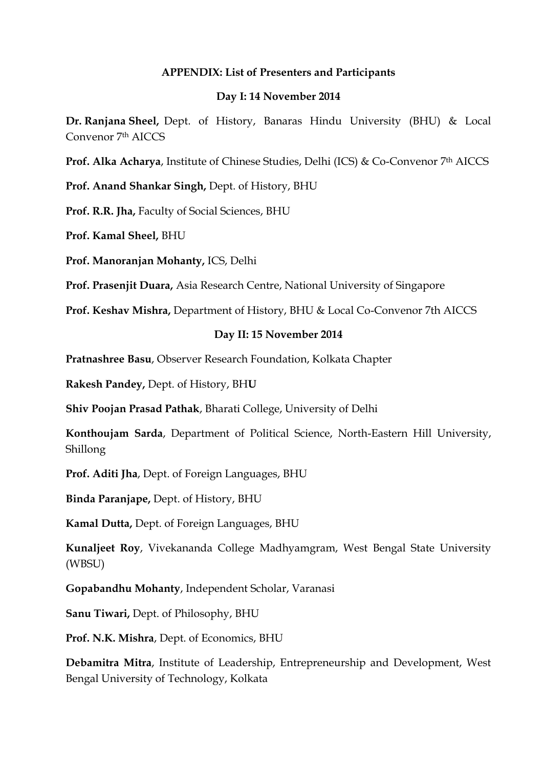**APPENDIX: List of Presenters and Participants**

**Day I: 14 November 2014**

**Dr. Ranjana Sheel,** Dept. of History, Banaras Hindu University (BHU) & Local Convenor 7th AICCS

**Prof. Alka Acharya**, Institute of Chinese Studies, Delhi (ICS) & Co-Convenor 7th AICCS

**Prof. Anand Shankar Singh,** Dept. of History, BHU

**Prof. R.R. Jha,** Faculty of Social Sciences, BHU

**Prof. Kamal Sheel,** BHU

**Prof. Manoranjan Mohanty,** ICS, Delhi

**Prof. Prasenjit Duara,** Asia Research Centre, National University of Singapore

**Prof. Keshav Mishra,** Department of History, BHU & Local Co-Convenor 7th AICCS

**Day II: 15 November 2014**

**Pratnashree Basu**, Observer Research Foundation, Kolkata Chapter

**Rakesh Pandey,** Dept. of History, BHU

**Shiv Poojan Prasad Pathak**, Bharati College, University of Delhi

**Konthoujam Sarda**, Department of Political Science, North-Eastern Hill University, Shillong

**Prof. Aditi Jha**, Dept. of Foreign Languages, BHU

**Binda Paranjape,** Dept. of History, BHU

**Kamal Dutta,** Dept. of Foreign Languages, BHU

**Kunaljeet Roy**, Vivekananda College Madhyamgram, West Bengal State University (WBSU)

**Gopabandhu Mohanty**, Independent Scholar, Varanasi

**Sanu Tiwari,** Dept. of Philosophy, BHU

**Prof. N.K. Mishra**, Dept. of Economics, BHU

**Debamitra Mitra**, Institute of Leadership, Entrepreneurship and Development, West Bengal University of Technology, Kolkata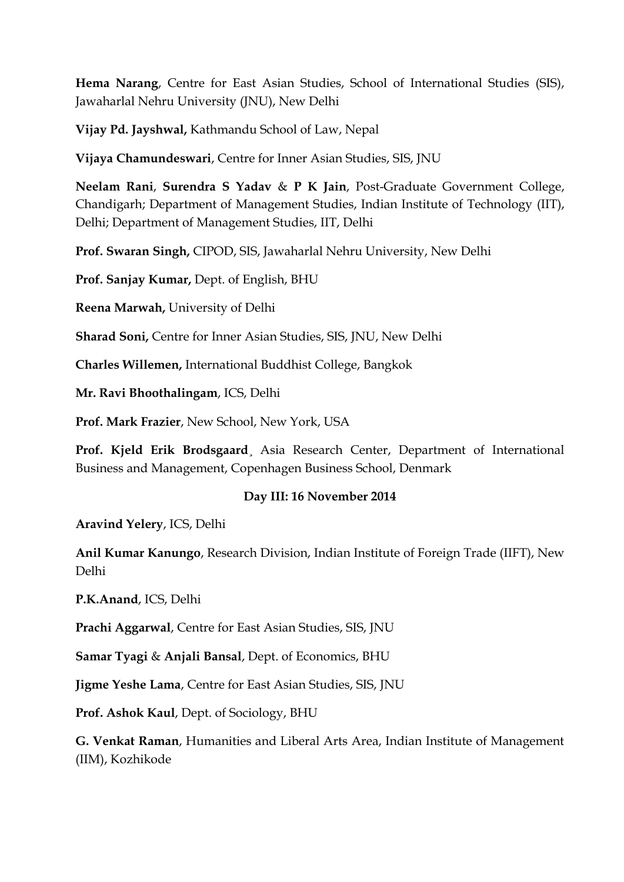**Hema Narang**, Centre for East Asian Studies, School of International Studies (SIS), Jawaharlal Nehru University (JNU), New Delhi

**Vijay Pd. Jayshwal,** Kathmandu School of Law, Nepal

**Vijaya Chamundeswari**, Centre for Inner Asian Studies, SIS, JNU

**Neelam Rani**, **Surendra S Yadav** & **P K Jain**, Post-Graduate Government College, Chandigarh; Department of Management Studies, Indian Institute of Technology (IIT), Delhi; Department of Management Studies, IIT, Delhi

**Prof. Swaran Singh,** CIPOD, SIS, Jawaharlal Nehru University, New Delhi

**Prof. Sanjay Kumar,** Dept. of English, BHU

**Reena Marwah,** University of Delhi

**Sharad Soni,** Centre for Inner Asian Studies, SIS, JNU, New Delhi

**Charles Willemen,** International Buddhist College, Bangkok

**Mr. Ravi Bhoothalingam**, ICS, Delhi

**Prof. Mark Frazier**, New School, New York, USA

**Prof. Kjeld Erik Brodsgaard**¸ Asia Research Center, Department of International Business and Management, Copenhagen Business School, Denmark

**Day III: 16 November 2014**

**Aravind Yelery**, ICS, Delhi

**Anil Kumar Kanungo**, Research Division, Indian Institute of Foreign Trade (IIFT), New Delhi

**P.K.Anand**, ICS, Delhi

**Prachi Aggarwal**, Centre for East Asian Studies, SIS, JNU

**Samar Tyagi** & **Anjali Bansal**, Dept. of Economics, BHU

**Jigme Yeshe Lama**, Centre for East Asian Studies, SIS, JNU

**Prof. Ashok Kaul**, Dept. of Sociology, BHU

**G. Venkat Raman**, Humanities and Liberal Arts Area, Indian Institute of Management (IIM), Kozhikode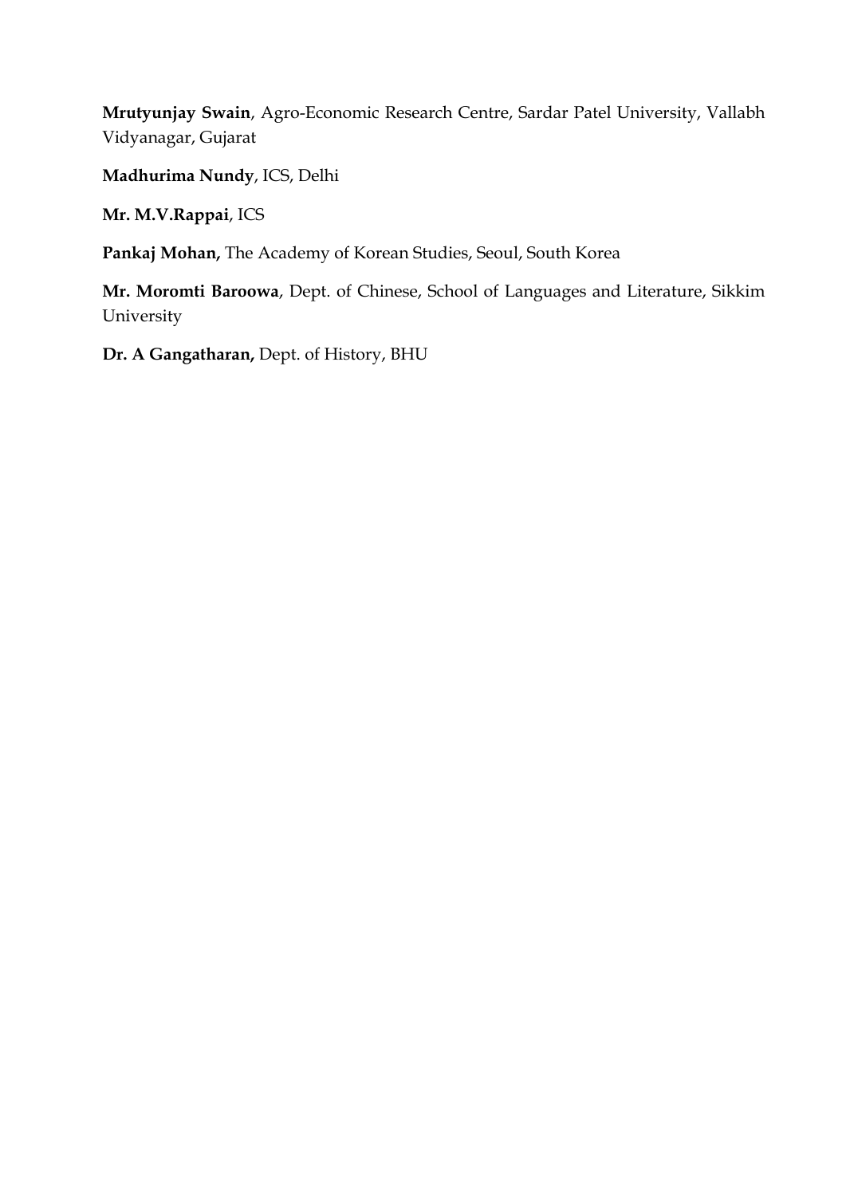**Mrutyunjay Swain**, Agro-Economic Research Centre, Sardar Patel University, Vallabh Vidyanagar, Gujarat

**Madhurima Nundy**, ICS, Delhi

**Mr. M.V.Rappai**, ICS

**Pankaj Mohan,** The Academy of Korean Studies, Seoul, South Korea

**Mr. Moromti Baroowa**, Dept. of Chinese, School of Languages and Literature, Sikkim University

**Dr. A Gangatharan,** Dept. of History, BHU